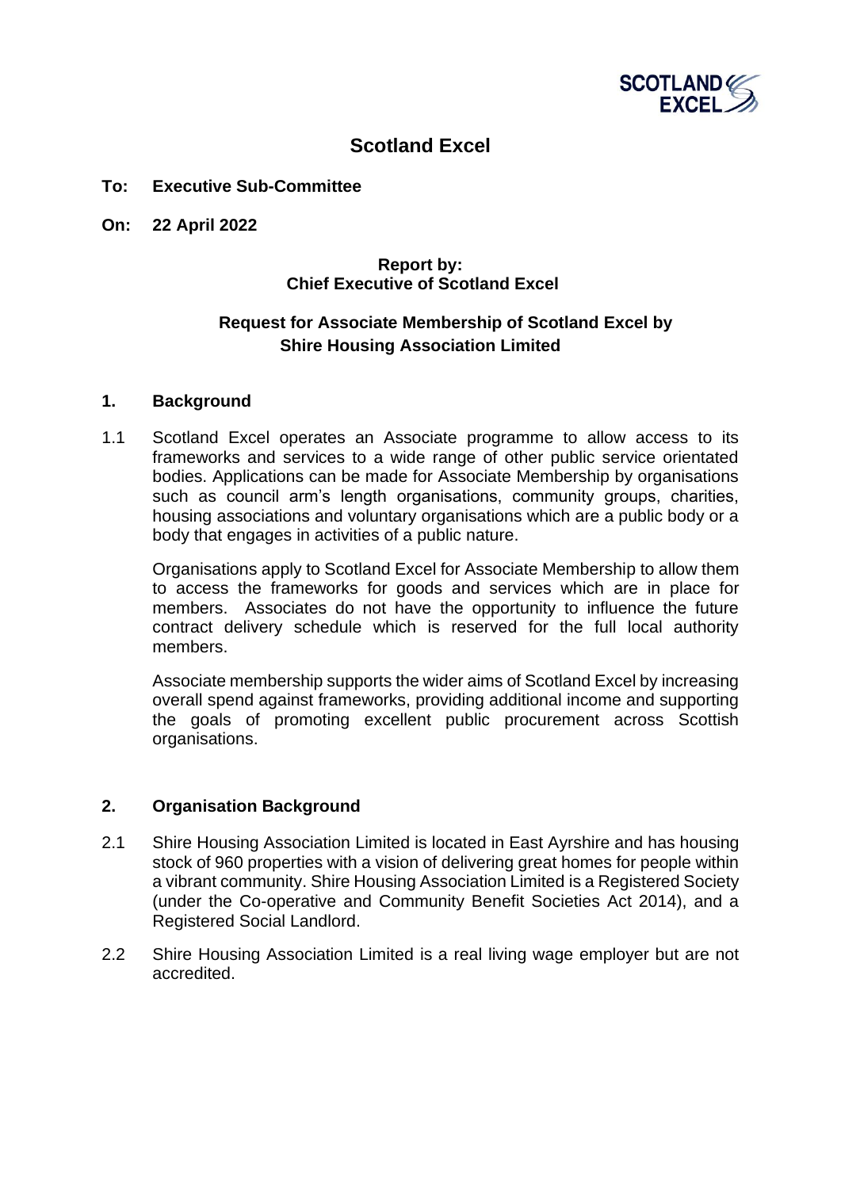# Scotland Excel

**To: Executive Sub-Committee**

**On: 22 April 2022**

**Report by:**
**Chief Executive of Scotland Excel**

**Request for Associate Membership of Scotland Excel by Shire Housing Association Limited**

## 1. Background

1.1 Scotland Excel operates an Associate programme to allow access to its frameworks and services to a wide range of other public service orientated bodies. Applications can be made for Associate Membership by organisations such as council arm's length organisations, community groups, charities, housing associations and voluntary organisations which are a public body or a body that engages in activities of a public nature.

Organisations apply to Scotland Excel for Associate Membership to allow them to access the frameworks for goods and services which are in place for members. Associates do not have the opportunity to influence the future contract delivery schedule which is reserved for the full local authority members.

Associate membership supports the wider aims of Scotland Excel by increasing overall spend against frameworks, providing additional income and supporting the goals of promoting excellent public procurement across Scottish organisations.

## 2. Organisation Background

2.1 Shire Housing Association Limited is located in East Ayrshire and has housing stock of 960 properties with a vision of delivering great homes for people within a vibrant community. Shire Housing Association Limited is a Registered Society (under the Co-operative and Community Benefit Societies Act 2014), and a Registered Social Landlord.

2.2 Shire Housing Association Limited is a real living wage employer but are not accredited.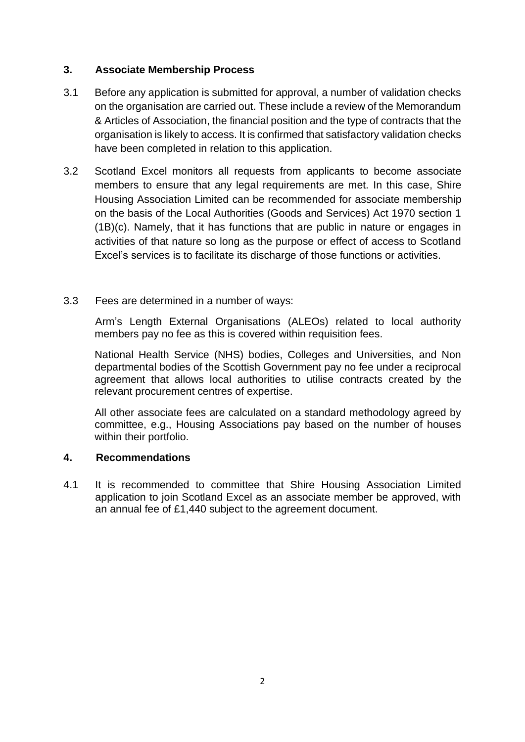## 3. Associate Membership Process

3.1 Before any application is submitted for approval, a number of validation checks on the organisation are carried out. These include a review of the Memorandum & Articles of Association, the financial position and the type of contracts that the organisation is likely to access. It is confirmed that satisfactory validation checks have been completed in relation to this application.

3.2 Scotland Excel monitors all requests from applicants to become associate members to ensure that any legal requirements are met. In this case, Shire Housing Association Limited can be recommended for associate membership on the basis of the Local Authorities (Goods and Services) Act 1970 section 1 (1B)(c). Namely, that it has functions that are public in nature or engages in activities of that nature so long as the purpose or effect of access to Scotland Excel's services is to facilitate its discharge of those functions or activities.

3.3 Fees are determined in a number of ways:

Arm's Length External Organisations (ALEOs) related to local authority members pay no fee as this is covered within requisition fees.

National Health Service (NHS) bodies, Colleges and Universities, and Non departmental bodies of the Scottish Government pay no fee under a reciprocal agreement that allows local authorities to utilise contracts created by the relevant procurement centres of expertise.

All other associate fees are calculated on a standard methodology agreed by committee, e.g., Housing Associations pay based on the number of houses within their portfolio.

## 4. Recommendations

4.1 It is recommended to committee that Shire Housing Association Limited application to join Scotland Excel as an associate member be approved, with an annual fee of £1,440 subject to the agreement document.